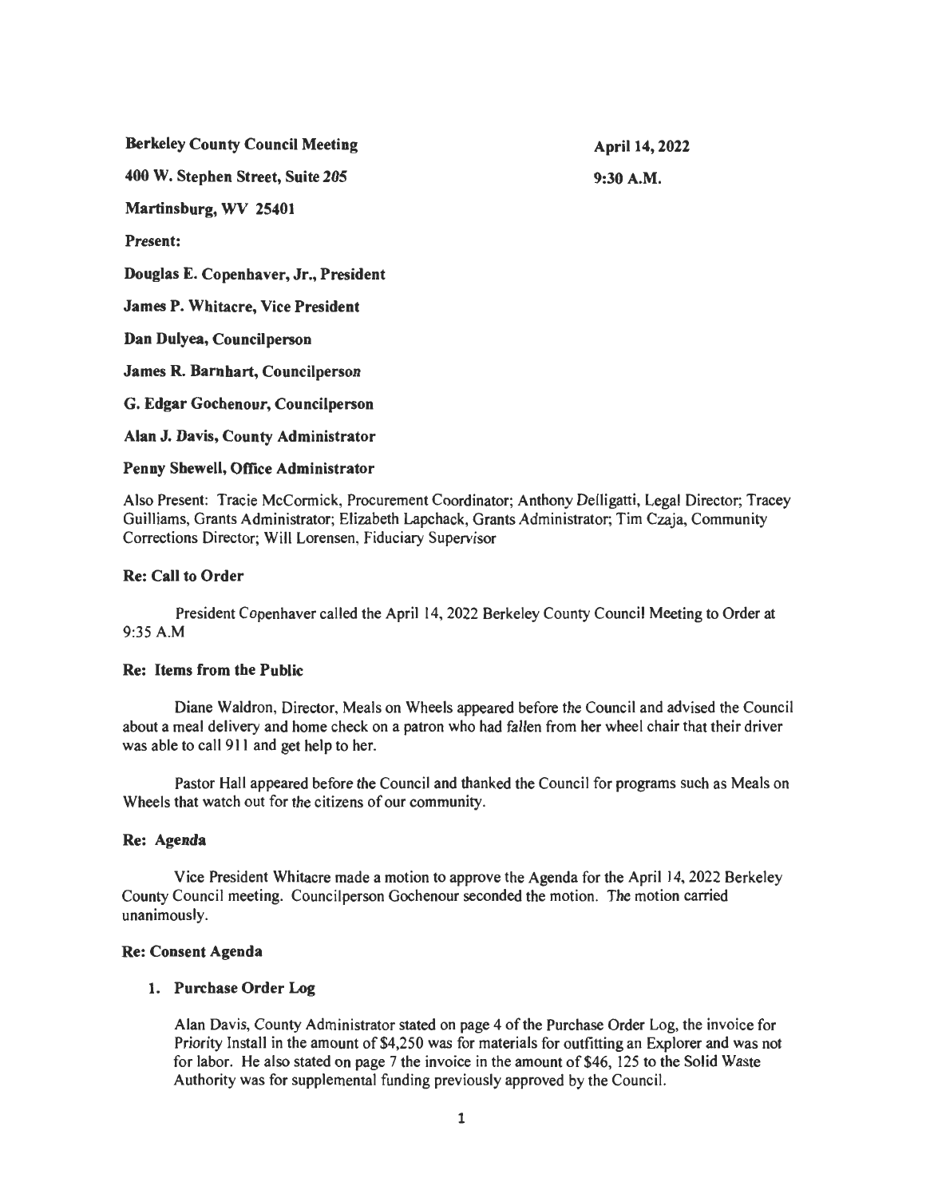**Berkeley County Council Meeting** **April 14, 2022**

**400 W. Stephen Street, Suite 205** **9:30 A.M.**

**Martinsburg, WV 25401**

**Present:**

**Douglas E. Copenhaver, Jr., President**

**James P. Whitacre, Vice President**

**Dan Dulyea, Councilperson**

**James R. Barnhart, Councilperson**

**G. Edgar Gochenour, Councilperson**

**Alan J. Davis, County Administrator**

**Penny Shewell, Office Administrator**

Also Present: Tracie McCormick, Procurement Coordinator; Anthony Delligatti, Legal Director; Tracey Guilliams, Grants Administrator; Elizabeth Lapchack, Grants Administrator; Tim Czaja, Community Corrections Director; Will Lorensen, Fiduciary Supervisor

**Re: Call to Order**

President Copenhaver called the April 14, 2022 Berkeley County Council Meeting to Order at 9:35 A.M

**Re: Items from the Public**

Diane Waldron, Director, Meals on Wheels appeared before the Council and advised the Council about a meal delivery and home check on a patron who had fallen from her wheel chair that their driver was able to call 911 and get help to her.

Pastor Hall appeared before the Council and thanked the Council for programs such as Meals on Wheels that watch out for the citizens of our community.

**Re: Agenda**

Vice President Whitacre made a motion to approve the Agenda for the April 14, 2022 Berkeley County Council meeting. Councilperson Gochenour seconded the motion. The motion carried unanimously.

**Re: Consent Agenda**

1. **Purchase Order Log**

   Alan Davis, County Administrator stated on page 4 of the Purchase Order Log, the invoice for Priority Install in the amount of $4,250 was for materials for outfitting an Explorer and was not for labor. He also stated on page 7 the invoice in the amount of $46, 125 to the Solid Waste Authority was for supplemental funding previously approved by the Council.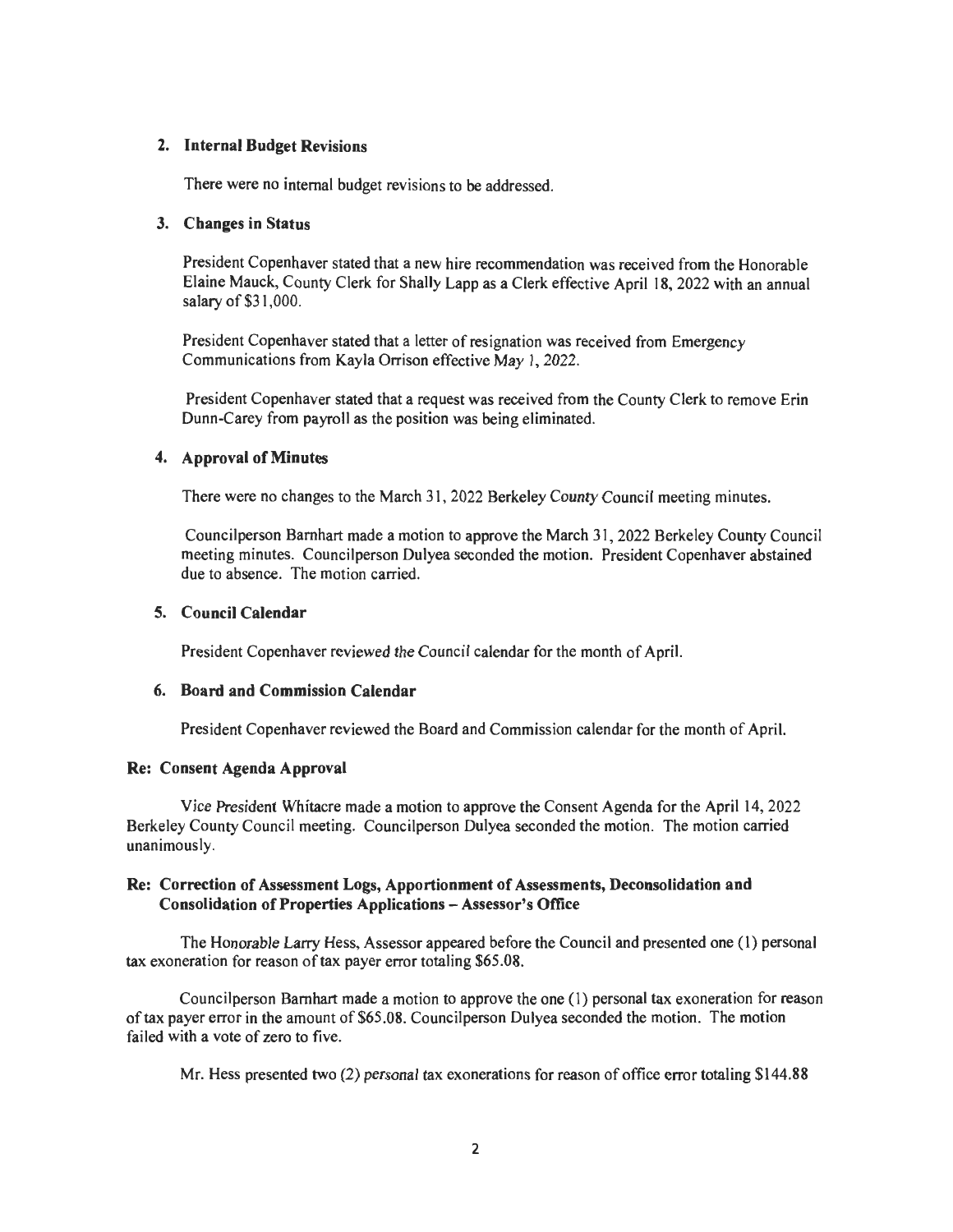## 2. Internal Budget Revisions

There were no internal budget revisions to be addressed.

## 3. Changes in Status

President Copenhaver stated that a new hire recommendation was received from the Honorable Elaine Mauck, County Clerk for Shally Lapp as a Clerk effective April 18, 2022 with an annual salary of $31,000.

President Copenhaver stated that a letter of resignation was received from Emergency Communications from Kayla Orrison effective May 1, 2022.

President Copenhaver stated that a request was received from the County Clerk to remove Erin Dunn-Carey from payroll as the position was being eliminated.

## 4. Approval of Minutes

There were no changes to the March 31, 2022 Berkeley County Council meeting minutes.

Councilperson Barnhart made a motion to approve the March 31, 2022 Berkeley County Council meeting minutes. Councilperson Dulyea seconded the motion. President Copenhaver abstained due to absence. The motion carried.

## 5. Council Calendar

President Copenhaver reviewed the Council calendar for the month of April.

## 6. Board and Commission Calendar

President Copenhaver reviewed the Board and Commission calendar for the month of April.

### Re: Consent Agenda Approval

Vice President Whitacre made a motion to approve the Consent Agenda for the April 14, 2022 Berkeley County Council meeting. Councilperson Dulyea seconded the motion. The motion carried unanimously.

### Re: Correction of Assessment Logs, Apportionment of Assessments, Deconsolidation and Consolidation of Properties Applications – Assessor's Office

The Honorable Larry Hess, Assessor appeared before the Council and presented one (1) personal tax exoneration for reason of tax payer error totaling $65.08.

Councilperson Barnhart made a motion to approve the one (1) personal tax exoneration for reason of tax payer error in the amount of $65.08. Councilperson Dulyea seconded the motion. The motion failed with a vote of zero to five.

Mr. Hess presented two (2) personal tax exonerations for reason of office error totaling $144.88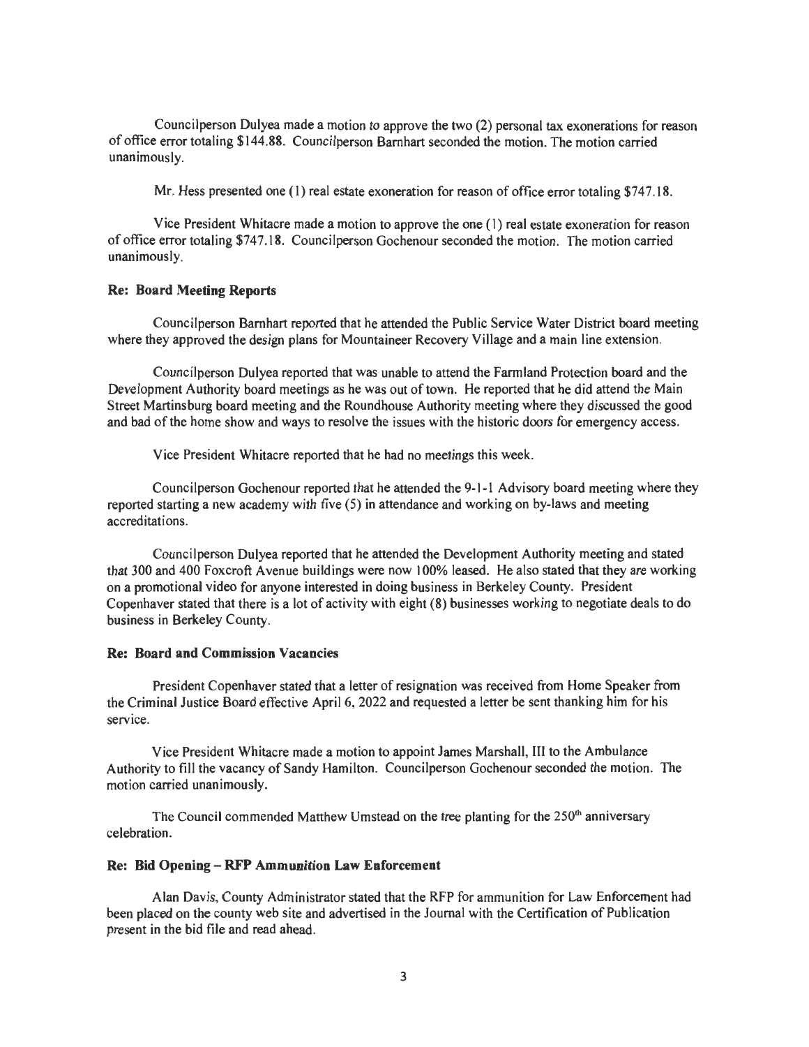Councilperson Dulyea made a motion to approve the two (2) personal tax exonerations for reason of office error totaling $144.88. Councilperson Barnhart seconded the motion. The motion carried unanimously.

Mr. Hess presented one (1) real estate exoneration for reason of office error totaling $747.18.

Vice President Whitacre made a motion to approve the one (1) real estate exoneration for reason of office error totaling $747.18. Councilperson Gochenour seconded the motion. The motion carried unanimously.

**Re: Board Meeting Reports**

Councilperson Barnhart reported that he attended the Public Service Water District board meeting where they approved the design plans for Mountaineer Recovery Village and a main line extension.

Councilperson Dulyea reported that was unable to attend the Farmland Protection board and the Development Authority board meetings as he was out of town. He reported that he did attend the Main Street Martinsburg board meeting and the Roundhouse Authority meeting where they discussed the good and bad of the home show and ways to resolve the issues with the historic doors for emergency access.

Vice President Whitacre reported that he had no meetings this week.

Councilperson Gochenour reported that he attended the 9-1-1 Advisory board meeting where they reported starting a new academy with five (5) in attendance and working on by-laws and meeting accreditations.

Councilperson Dulyea reported that he attended the Development Authority meeting and stated that 300 and 400 Foxcroft Avenue buildings were now 100% leased. He also stated that they are working on a promotional video for anyone interested in doing business in Berkeley County. President Copenhaver stated that there is a lot of activity with eight (8) businesses working to negotiate deals to do business in Berkeley County.

**Re: Board and Commission Vacancies**

President Copenhaver stated that a letter of resignation was received from Home Speaker from the Criminal Justice Board effective April 6, 2022 and requested a letter be sent thanking him for his service.

Vice President Whitacre made a motion to appoint James Marshall, III to the Ambulance Authority to fill the vacancy of Sandy Hamilton. Councilperson Gochenour seconded the motion. The motion carried unanimously.

The Council commended Matthew Umstead on the tree planting for the 250th anniversary celebration.

**Re: Bid Opening – RFP Ammunition Law Enforcement**

Alan Davis, County Administrator stated that the RFP for ammunition for Law Enforcement had been placed on the county web site and advertised in the Journal with the Certification of Publication present in the bid file and read ahead.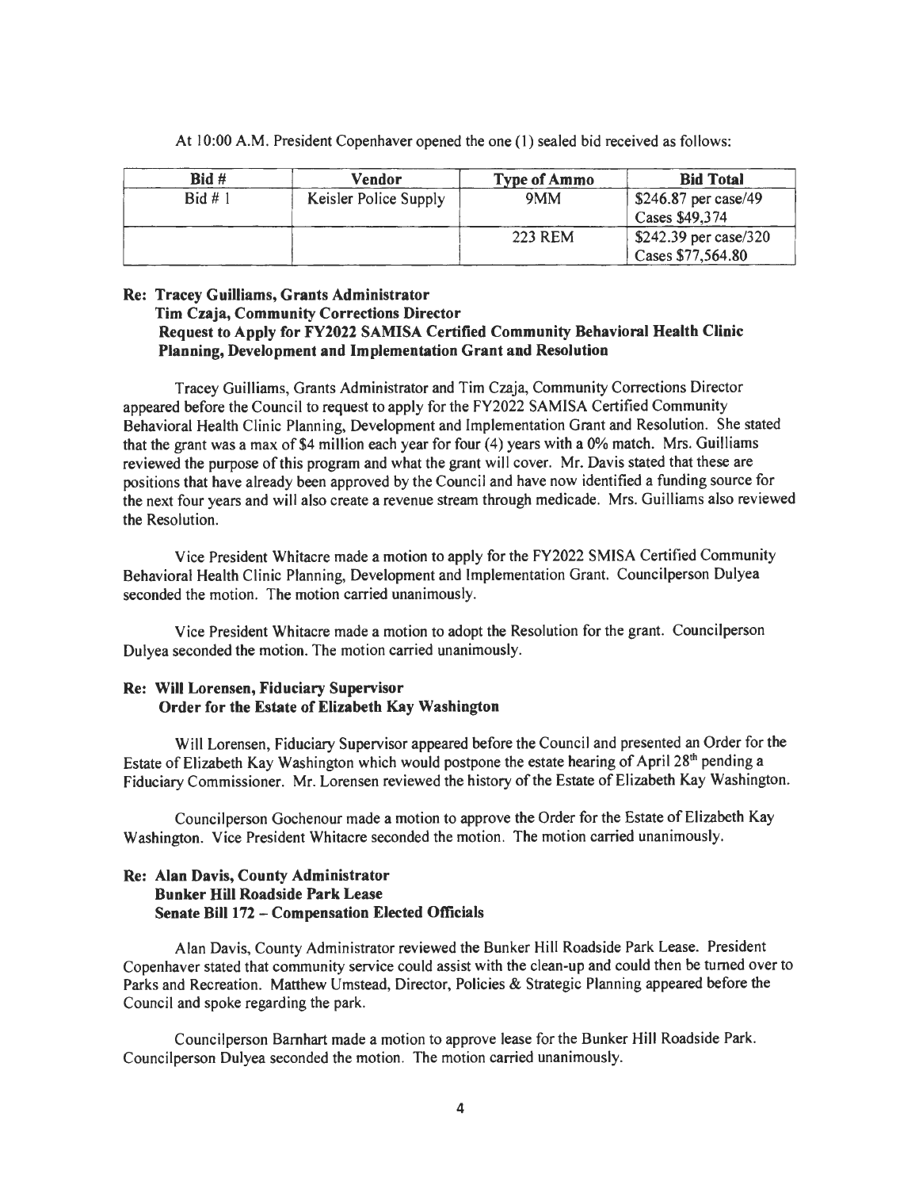At 10:00 A.M. President Copenhaver opened the one (1) sealed bid received as follows:

| Bid # | Vendor | Type of Ammo | Bid Total |
|---|---|---|---|
| Bid # 1 | Keisler Police Supply | 9MM | $246.87 per case/49 Cases $49,374 |
| | | 223 REM | $242.39 per case/320 Cases $77,564.80 |

**Re: Tracey Guilliams, Grants Administrator**
**Tim Czaja, Community Corrections Director**
**Request to Apply for FY2022 SAMISA Certified Community Behavioral Health Clinic Planning, Development and Implementation Grant and Resolution**

Tracey Guilliams, Grants Administrator and Tim Czaja, Community Corrections Director appeared before the Council to request to apply for the FY2022 SAMISA Certified Community Behavioral Health Clinic Planning, Development and Implementation Grant and Resolution. She stated that the grant was a max of $4 million each year for four (4) years with a 0% match. Mrs. Guilliams reviewed the purpose of this program and what the grant will cover. Mr. Davis stated that these are positions that have already been approved by the Council and have now identified a funding source for the next four years and will also create a revenue stream through medicade. Mrs. Guilliams also reviewed the Resolution.

Vice President Whitacre made a motion to apply for the FY2022 SMISA Certified Community Behavioral Health Clinic Planning, Development and Implementation Grant. Councilperson Dulyea seconded the motion. The motion carried unanimously.

Vice President Whitacre made a motion to adopt the Resolution for the grant. Councilperson Dulyea seconded the motion. The motion carried unanimously.

**Re: Will Lorensen, Fiduciary Supervisor**
**Order for the Estate of Elizabeth Kay Washington**

Will Lorensen, Fiduciary Supervisor appeared before the Council and presented an Order for the Estate of Elizabeth Kay Washington which would postpone the estate hearing of April 28th pending a Fiduciary Commissioner. Mr. Lorensen reviewed the history of the Estate of Elizabeth Kay Washington.

Councilperson Gochenour made a motion to approve the Order for the Estate of Elizabeth Kay Washington. Vice President Whitacre seconded the motion. The motion carried unanimously.

**Re: Alan Davis, County Administrator**
**Bunker Hill Roadside Park Lease**
**Senate Bill 172 – Compensation Elected Officials**

Alan Davis, County Administrator reviewed the Bunker Hill Roadside Park Lease. President Copenhaver stated that community service could assist with the clean-up and could then be turned over to Parks and Recreation. Matthew Umstead, Director, Policies & Strategic Planning appeared before the Council and spoke regarding the park.

Councilperson Barnhart made a motion to approve lease for the Bunker Hill Roadside Park. Councilperson Dulyea seconded the motion. The motion carried unanimously.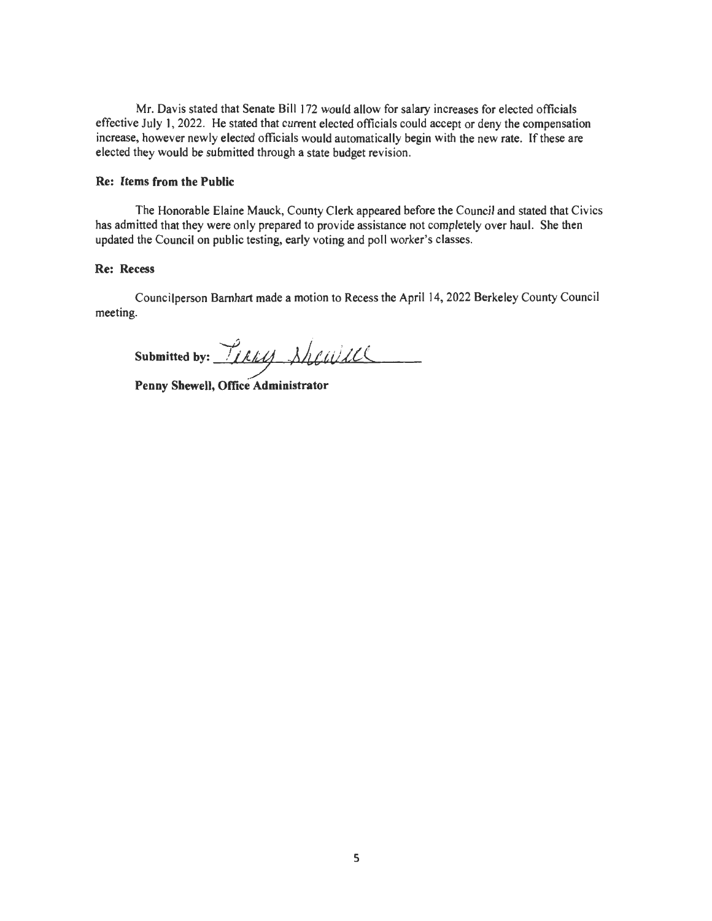Mr. Davis stated that Senate Bill 172 would allow for salary increases for elected officials effective July 1, 2022. He stated that current elected officials could accept or deny the compensation increase, however newly elected officials would automatically begin with the new rate. If these are elected they would be submitted through a state budget revision.

**Re: Items from the Public**

The Honorable Elaine Mauck, County Clerk appeared before the Council and stated that Civics has admitted that they were only prepared to provide assistance not completely over haul. She then updated the Council on public testing, early voting and poll worker's classes.

**Re: Recess**

Councilperson Barnhart made a motion to Recess the April 14, 2022 Berkeley County Council meeting.

**Submitted by:** Penny Shewell

**Penny Shewell, Office Administrator**